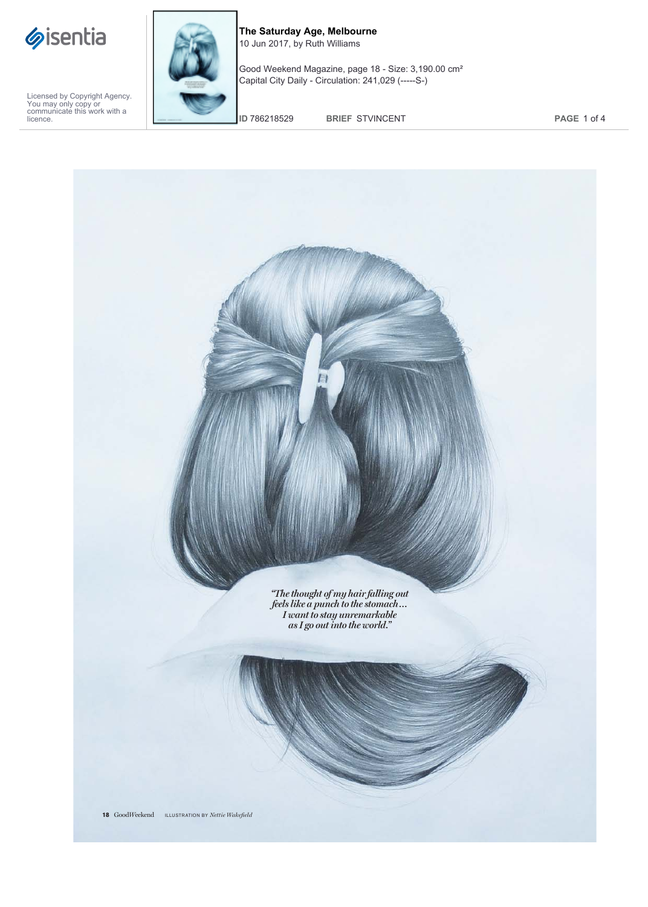The Saturday Age, Melbourne
10 Jun 2017, by Ruth Williams

Good Weekend Magazine, page 18 - Size: 3,190.00 cm²
Capital City Daily - Circulation: 241,029 (-----S-)

Licensed by Copyright Agency. You may only copy or communicate this work with a licence.

ID 786218529 BRIEF STVINCENT

*"The thought of my hair falling out feels like a punch to the stomach… I want to stay unremarkable as I go out into the world."*

ILLUSTRATION BY *Nettie Wakefield*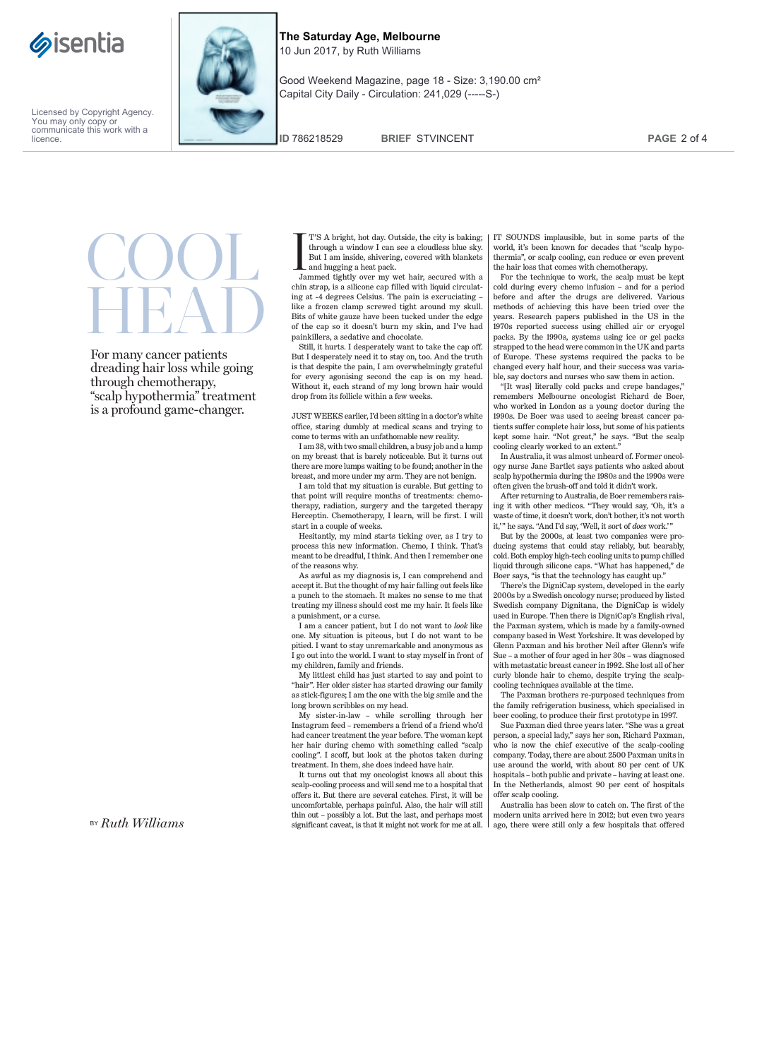# COOL HEAD

For many cancer patients dreading hair loss while going through chemotherapy, "scalp hypothermia" treatment is a profound game-changer.

BY *Ruth Williams*

IT'S A bright, hot day. Outside, the city is baking; through a window I can see a cloudless blue sky. But I am inside, shivering, covered with blankets and hugging a heat pack.

Jammed tightly over my wet hair, secured with a chin strap, is a silicone cap filled with liquid circulating at -4 degrees Celsius. The pain is excruciating – like a frozen clamp screwed tight around my skull. Bits of white gauze have been tucked under the edge of the cap so it doesn't burn my skin, and I've had painkillers, a sedative and chocolate.

Still, it hurts. I desperately want to take the cap off. But I desperately need it to stay on, too. And the truth is that despite the pain, I am overwhelmingly grateful for every agonising second the cap is on my head. Without it, each strand of my long brown hair would drop from its follicle within a few weeks.

JUST WEEKS earlier, I'd been sitting in a doctor's white office, staring dumbly at medical scans and trying to come to terms with an unfathomable new reality.

I am 38, with two small children, a busy job and a lump on my breast that is barely noticeable. But it turns out there are more lumps waiting to be found; another in the breast, and more under my arm. They are not benign.

I am told that my situation is curable. But getting to that point will require months of treatments: chemotherapy, radiation, surgery and the targeted therapy Herceptin. Chemotherapy, I learn, will be first. I will start in a couple of weeks.

Hesitantly, my mind starts ticking over, as I try to process this new information. Chemo, I think. That's meant to be dreadful, I think. And then I remember one of the reasons why.

As awful as my diagnosis is, I can comprehend and accept it. But the thought of my hair falling out feels like a punch to the stomach. It makes no sense to me that treating my illness should cost me my hair. It feels like a punishment, or a curse.

I am a cancer patient, but I do not want to *look* like one. My situation is piteous, but I do not want to be pitied. I want to stay unremarkable and anonymous as I go out into the world. I want to stay myself in front of my children, family and friends.

My littlest child has just started to say and point to "hair". Her older sister has started drawing our family as stick-figures; I am the one with the big smile and the long brown scribbles on my head.

My sister-in-law – while scrolling through her Instagram feed – remembers a friend of a friend who'd had cancer treatment the year before. The woman kept her hair during chemo with something called "scalp cooling". I scoff, but look at the photos taken during treatment. In them, she does indeed have hair.

It turns out that my oncologist knows all about this scalp-cooling process and will send me to a hospital that offers it. But there are several catches. First, it will be uncomfortable, perhaps painful. Also, the hair will still thin out – possibly a lot. But the last, and perhaps most significant caveat, is that it might not work for me at all.

IT SOUNDS implausible, but in some parts of the world, it's been known for decades that "scalp hypothermia", or scalp cooling, can reduce or even prevent the hair loss that comes with chemotherapy.

For the technique to work, the scalp must be kept cold during every chemo infusion – and for a period before and after the drugs are delivered. Various methods of achieving this have been tried over the years. Research papers published in the US in the 1970s reported success using chilled air or cryogel packs. By the 1990s, systems using ice or gel packs strapped to the head were common in the UK and parts of Europe. These systems required the packs to be changed every half hour, and their success was variable, say doctors and nurses who saw them in action.

"[It was] literally cold packs and crepe bandages," remembers Melbourne oncologist Richard de Boer, who worked in London as a young doctor during the 1990s. De Boer was used to seeing breast cancer patients suffer complete hair loss, but some of his patients kept some hair. "Not great," he says. "But the scalp cooling clearly worked to an extent."

In Australia, it was almost unheard of. Former oncology nurse Jane Bartlet says patients who asked about scalp hypothermia during the 1980s and the 1990s were often given the brush-off and told it didn't work.

After returning to Australia, de Boer remembers raising it with other medicos. "They would say, 'Oh, it's a waste of time, it doesn't work, don't bother, it's not worth it,'" he says. "And I'd say, 'Well, it sort of *does* work.'"

But by the 2000s, at least two companies were producing systems that could stay reliably, but bearably, cold. Both employ high-tech cooling units to pump chilled liquid through silicone caps. "What has happened," de Boer says, "is that the technology has caught up."

There's the DigniCap system, developed in the early 2000s by a Swedish oncology nurse. Produced by listed Swedish company Dignitana, the DigniCap is widely used in Europe. Then there is DigniCap's English rival, the Paxman system, which is made by a family-owned company based in West Yorkshire. It was developed by Glenn Paxman and his brother Neil after Glenn's wife Sue – a mother of four aged in her 30s – was diagnosed with metastatic breast cancer in 1992. She lost all of her curly blonde hair to chemo, despite trying the scalp-cooling techniques available at the time.

The Paxman brothers re-purposed technology from the family refrigeration business, which specialised in beer cooling, to produce their first prototype in 1997.

Sue Paxman died three years later. "She was a great person, a special lady," says her son, Richard Paxman, who is now the chief executive of the scalp-cooling company. Today, there are about 2500 Paxman units in use around the world, with about 80 per cent of UK hospitals – both public and private – having at least one. In the Netherlands, almost 90 per cent of hospitals offer scalp cooling.

Australia has been slow to catch on. The first of the modern units arrived here in 2012; but even two years ago, there were still only a few hospitals that offered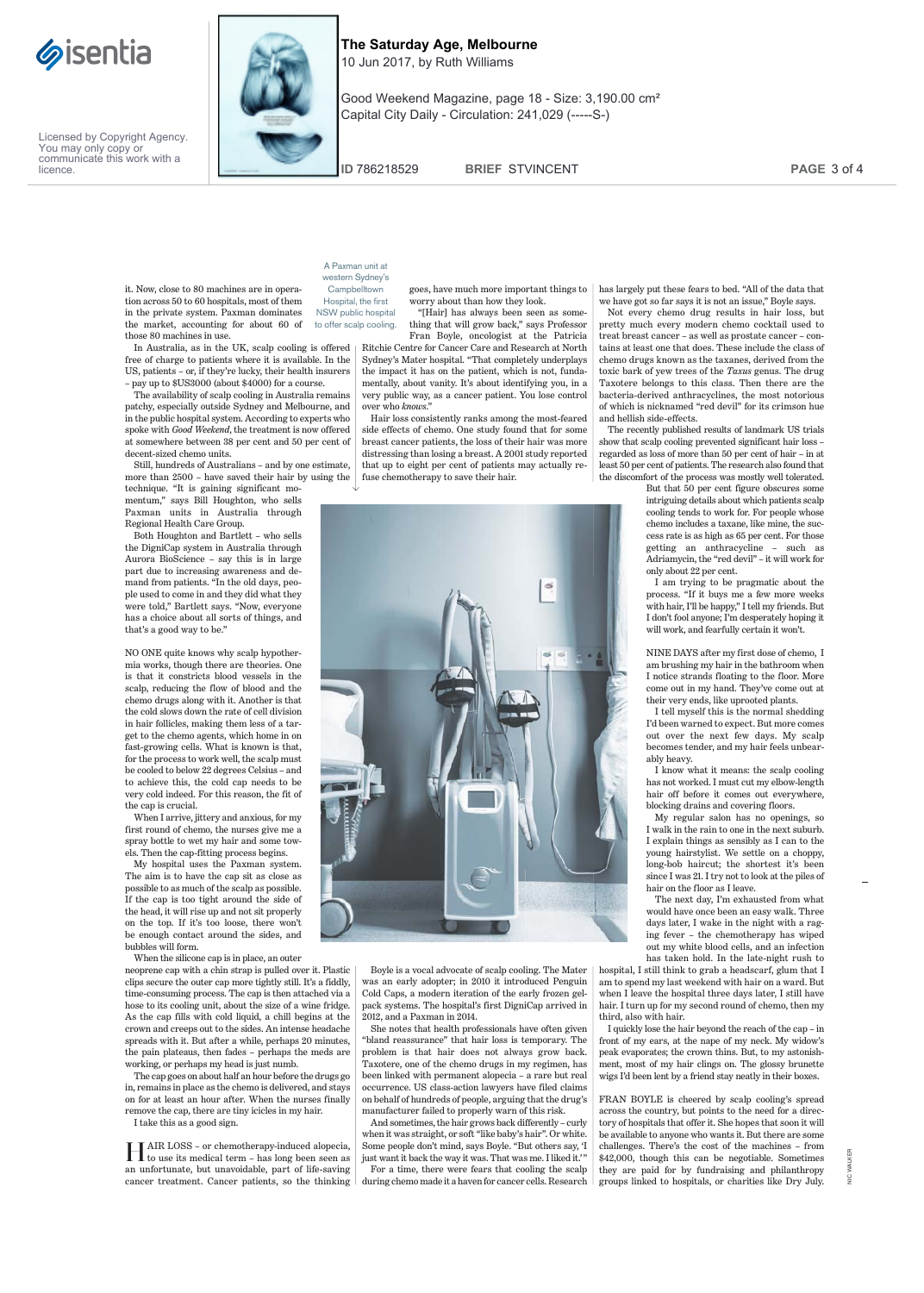it. Now, close to 80 machines are in operation across 50 to 60 hospitals, most of them in the private system. Paxman dominates the market, accounting for about 60 of those 80 machines in use.

In Australia, as in the UK, scalp cooling is offered free of charge to patients where it is available. In the US, patients – or, if they're lucky, their health insurers – pay up to $US3000 (about $4000) for a course.

The availability of scalp cooling in Australia remains patchy, especially outside Sydney and Melbourne, and in the public hospital system. According to experts who spoke with *Good Weekend*, the treatment is now offered at somewhere between 38 per cent and 50 per cent of decent-sized chemo units.

Still, hundreds of Australians – and by one estimate, more than 2500 – have saved their hair by using the technique. "It is gaining significant momentum," says Bill Houghton, who sells Paxman units in Australia through Regional Health Care Group.

Both Houghton and Bartlett – who sells the DigniCap system in Australia through Aurora BioScience – say this is in large part due to increasing awareness and demand from patients. "In the old days, people used to come in and they did what they were told," Bartlett says. "Now, everyone has a choice about all sorts of things, and that's a good way to be."

NO ONE quite knows why scalp hypothermia works, though there are theories. One is that it constricts blood vessels in the scalp, reducing the flow of blood and the chemo drugs along with it. Another is that the cold slows down the rate of cell division in hair follicles, making them less of a target to the chemo agents, which home in on fast-growing cells. What is known is that, for the process to work well, the scalp must be cooled to below 22 degrees Celsius – and to achieve this, the cold cap needs to be very cold indeed. For this reason, the fit of the cap is crucial.

When I arrive, jittery and anxious, for my first round of chemo, the nurses give me a spray bottle to wet my hair and some towels. Then the cap-fitting process begins.

My hospital uses the Paxman system. The aim is to have the cap sit as close as possible to as much of the scalp as possible. If the cap is too tight around the side of the head, it will rise up and not sit properly on the top. If it's too loose, there won't be enough contact around the sides, and bubbles will form.

When the silicone cap is in place, an outer neoprene cap with a chin strap is pulled over it. Plastic clips secure the outer cap more tightly still. It's a fiddly, time-consuming process. The cap is then attached via a hose to its cooling unit, about the size of a wine fridge. As the cap fills with cold liquid, a chill begins at the crown and creeps out to the sides. An intense headache spreads with it. But after a while, perhaps 20 minutes, the pain plateaus, then fades – perhaps the meds are working, or perhaps my head is just numb.

The cap goes on about half an hour before the drugs go in, remains in place as the chemo is delivered, and stays on for at least an hour after. When the nurses finally remove the cap, there are tiny icicles in my hair.

I take this as a good sign.

HAIR LOSS – or chemotherapy-induced alopecia, to use its medical term – has long been seen as an unfortunate, but unavoidable, part of life-saving cancer treatment. Cancer patients, so the thinking goes, have much more important things to worry about than how they look.

"[Hair] has always been seen as something that will grow back," says Professor Fran Boyle, oncologist at the Patricia Ritchie Centre for Cancer Care and Research at North Sydney's Mater hospital. "That completely underplays the impact it has on the patient, which is not, fundamentally, about vanity. It's about identifying you, in a very public way, as a cancer patient. You lose control over who *knows*."

Hair loss consistently ranks among the most-feared side effects of chemo. One study found that for some breast cancer patients, the loss of their hair was more distressing than losing a breast. A 2001 study reported that up to eight per cent of patients may actually refuse chemotherapy to save their hair.

A Paxman unit at western Sydney's Campbelltown Hospital, the first NSW public hospital to offer scalp cooling.

Boyle is a vocal advocate of scalp cooling. The Mater was an early adopter; in 2010 it introduced Penguin Cold Caps, a modern iteration of the early frozen gel-pack systems. The hospital's first DigniCap arrived in 2012, and a Paxman in 2014.

She notes that health professionals have often given "bland reassurance" that hair loss is temporary. The problem is that hair does not always grow back. Taxotere, one of the chemo drugs in my regimen, has been linked with permanent alopecia – a rare but real occurrence. US class-action lawyers have filed claims on behalf of hundreds of people, arguing that the drug's manufacturer failed to properly warn of this risk.

And sometimes, the hair grows back differently – curly when it was straight, or soft "like baby's hair". Or white. Some people don't mind, says Boyle. "But others say, 'I just want it back the way it was. That was me. I liked it.'"

For a time, there were fears that cooling the scalp during chemo made it a haven for cancer cells. Research has largely put these fears to bed. "All of the data that we have got so far says it is not an issue," Boyle says.

Not every chemo drug results in hair loss, but pretty much every modern chemo cocktail used to treat breast cancer – as well as prostate cancer – contains at least one that does. These include the class of chemo drugs known as the taxanes, derived from the toxic bark of yew trees of the *Taxus* genus. The drug Taxotere belongs to this class. Then there are the bacteria-derived anthracyclines, the most notorious of which is nicknamed "red devil" for its crimson hue and hellish side-effects.

The recently published results of landmark US trials show that scalp cooling prevented significant hair loss – regarded as loss of more than 50 per cent of hair – in at least 50 per cent of patients. The research also found that the discomfort of the process was mostly well tolerated.

But that 50 per cent figure obscures some intriguing details about which patients scalp cooling tends to work for. For people whose chemo includes a taxane, like mine, the success rate is as high as 65 per cent. For those getting an anthracycline – such as Adriamycin, the "red devil" – it will work for only about 22 per cent.

I am trying to be pragmatic about the process. "If it buys me a few more weeks with hair, I'll be happy," I tell my friends. But I don't fool anyone; I'm desperately hoping it will work, and fearfully certain it won't.

NINE DAYS after my first dose of chemo, I am brushing my hair in the bathroom when I notice strands floating to the floor. More come out in my hand. They've come out at their very ends, like uprooted plants.

I tell myself this is the normal shedding I'd been warned to expect. But more comes out over the next few days. My scalp becomes tender, and my hair feels unbearably heavy.

I know what it means: the scalp cooling has not worked. I must cut my elbow-length hair off before it comes out everywhere, blocking drains and covering floors.

My regular salon has no openings, so I walk in the rain to one in the next suburb. I explain things as sensibly as I can to the young hairstylist. We settle on a choppy, long-bob haircut; the shortest it's been since I was 21. I try not to look at the piles of hair on the floor as I leave.

The next day, I'm exhausted from what would have once been an easy walk. Three days later, I wake in the night with a raging fever – the chemotherapy has wiped out my white blood cells, and an infection has taken hold. In the late-night rush to hospital, I still think to grab a headscarf, glum that I am to spend my last weekend with hair on a ward. But when I leave the hospital three days later, I still have hair. I turn up for my second round of chemo, then my third, also with hair.

I quickly lose the hair beyond the reach of the cap – in front of my ears, at the nape of my neck. My widow's peak evaporates; the crown thins. But, to my astonishment, most of my hair clings on. The glossy brunette wigs I'd been lent by a friend stay neatly in their boxes.

FRAN BOYLE is cheered by scalp cooling's spread across the country, but points to the need for a directory of hospitals that offer it. She hopes that soon it will be available to anyone who wants it. But there are some challenges. There's the cost of the machines – from $42,000, though this can be negotiable. Sometimes they are paid for by fundraising and philanthropy groups linked to hospitals, or charities like Dry July.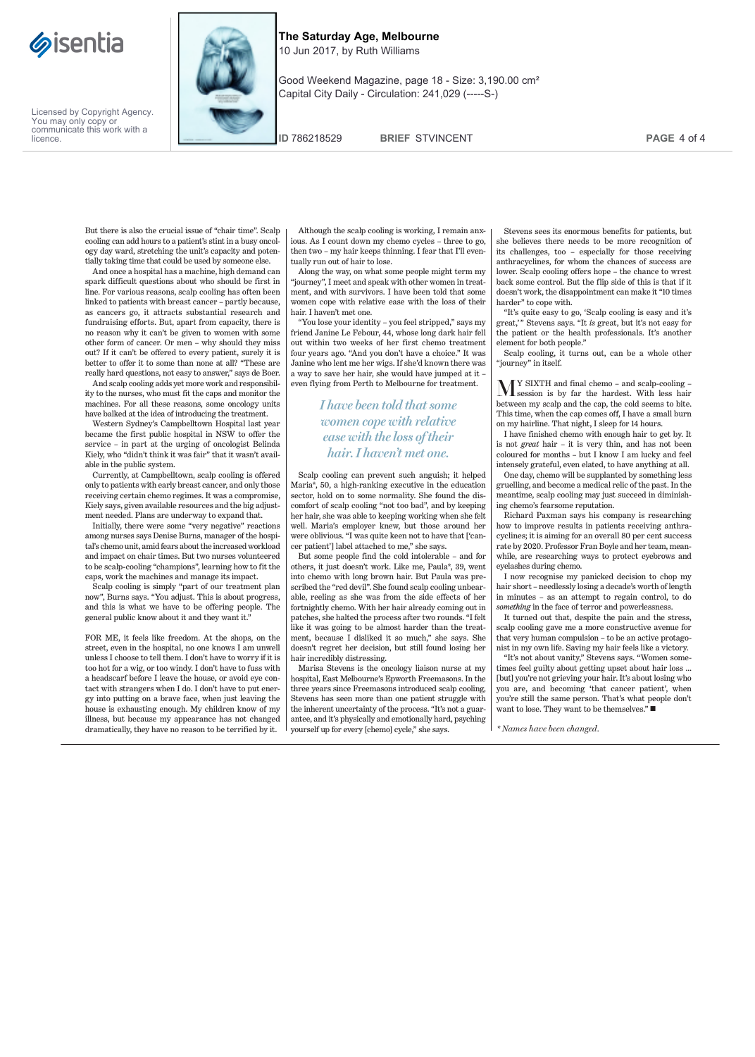But there is also the crucial issue of "chair time". Scalp cooling can add hours to a patient's stint in a busy oncology day ward, stretching the unit's capacity and potentially taking time that could be used by someone else.

And once a hospital has a machine, high demand can spark difficult questions about who should be first in line. For various reasons, scalp cooling has often been linked to patients with breast cancer – partly because, as cancers go, it attracts substantial research and fundraising efforts. But, apart from capacity, there is no reason why it can't be given to women with some other form of cancer. Or men – why should they miss out? If it can't be offered to every patient, surely it is better to offer it to some than none at all? "These are really hard questions, not easy to answer," says de Boer.

And scalp cooling adds yet more work and responsibility to the nurses, who must fit the caps and monitor the machines. For all these reasons, some oncology units have balked at the idea of introducing the treatment.

Western Sydney's Campbelltown Hospital last year became the first public hospital in NSW to offer the service – in part at the urging of oncologist Belinda Kiely, who "didn't think it was fair" that it wasn't available in the public system.

Currently, at Campbelltown, scalp cooling is offered only to patients with early breast cancer, and only those receiving certain chemo regimes. It was a compromise, Kiely says, given available resources and the big adjustment needed. Plans are underway to expand that.

Initially, there were some "very negative" reactions among nurses says Denise Burns, manager of the hospital's chemo unit, amid fears about the increased workload and impact on chair times. But two nurses volunteered to be scalp-cooling "champions", learning how to fit the caps, work the machines and manage its impact.

Scalp cooling is simply "part of our treatment plan now", Burns says. "You adjust. This is about progress, and this is what we have to be offering people. The general public know about it and they want it."

FOR ME, it feels like freedom. At the shops, on the street, even in the hospital, no one knows I am unwell unless I choose to tell them. I don't have to worry if it is too hot for a wig, or too windy. I don't have to fuss with a headscarf before I leave the house, or avoid eye contact with strangers when I do. I don't have to put energy into putting on a brave face, when just leaving the house is exhausting enough. My children know of my illness, but because my appearance has not changed dramatically, they have no reason to be terrified by it.

Although the scalp cooling is working, I remain anxious. As I count down my chemo cycles – three to go, then two – my hair keeps thinning. I fear that I'll eventually run out of hair to lose.

Along the way, on what some people might term my "journey", I meet and speak with other women in treatment, and with survivors. I have been told that some women cope with relative ease with the loss of their hair. I haven't met one.

"You lose your identity – you feel stripped," says my friend Janine Le Febour, 44, whose long dark hair fell out within two weeks of her first chemo treatment four years ago. "And you don't have a choice." It was Janine who lent me her wigs. If she'd known there was a way to save her hair, she would have jumped at it – even flying from Perth to Melbourne for treatment.

*I have been told that some women cope with relative ease with the loss of their hair. I haven't met one.*

Scalp cooling can prevent such anguish; it helped Maria*, 50, a high-ranking executive in the education sector, hold on to some normality. She found the discomfort of scalp cooling "not too bad", and by keeping her hair, she was able to keeping working when she felt well. Maria's employer knew, but those around her were oblivious. "I was quite keen not to have that ['cancer patient'] label attached to me," she says.

But some people find the cold intolerable – and for others, it just doesn't work. Like me, Paula*, 39, went into chemo with long brown hair. But Paula was prescribed the "red devil". She found scalp cooling unbearable, reeling as she was from the side effects of her fortnightly chemo. With her hair already coming out in patches, she halted the process after two rounds. "I felt like it was going to be almost harder than the treatment, because I disliked it so much," she says. She doesn't regret her decision, but still found losing her hair incredibly distressing.

Marisa Stevens is the oncology liaison nurse at my hospital, East Melbourne's Epworth Freemasons. In the three years since Freemasons introduced scalp cooling, Stevens has seen more than one patient struggle with the inherent uncertainty of the process. "It's not a guarantee, and it's physically and emotionally hard, psyching yourself up for every [chemo] cycle," she says.

Stevens sees its enormous benefits for patients, but she believes there needs to be more recognition of its challenges, too – especially for those receiving anthracyclines, for whom the chances of success are lower. Scalp cooling offers hope – the chance to wrest back some control. But the flip side of this is that if it doesn't work, the disappointment can make it "10 times harder" to cope with.

"It's quite easy to go, 'Scalp cooling is easy and it's great,'" Stevens says. "It *is* great, but it's not easy for the patient or the health professionals. It's another element for both people."

Scalp cooling, it turns out, can be a whole other "journey" in itself.

MY SIXTH and final chemo – and scalp-cooling – session is by far the hardest. With less hair between my scalp and the cap, the cold seems to bite. This time, when the cap comes off, I have a small burn on my hairline. That night, I sleep for 14 hours.

I have finished chemo with enough hair to get by. It is not *great* hair – it is very thin, and has not been coloured for months – but I know I am lucky and feel intensely grateful, even elated, to have anything at all.

One day, chemo will be supplanted by something less gruelling, and become a medical relic of the past. In the meantime, scalp cooling may just succeed in diminishing chemo's fearsome reputation.

Richard Paxman says his company is researching how to improve results in patients receiving anthracyclines; it is aiming for an overall 80 per cent success rate by 2020. Professor Fran Boyle and her team, meanwhile, are researching ways to protect eyebrows and eyelashes during chemo.

I now recognise my panicked decision to chop my hair short – needlessly losing a decade's worth of length in minutes – as an attempt to regain control, to do *something* in the face of terror and powerlessness.

It turned out that, despite the pain and the stress, scalp cooling gave me a more constructive avenue for that very human compulsion – to be an active protagonist in my own life. Saving my hair feels like a victory.

"It's not about vanity," Stevens says. "Women sometimes feel guilty about getting upset about hair loss ... [but] you're not grieving your hair. It's about losing who you are, and becoming 'that cancer patient', when you're still the same person. That's what people don't want to lose. They want to be themselves." ■

*\* Names have been changed.*